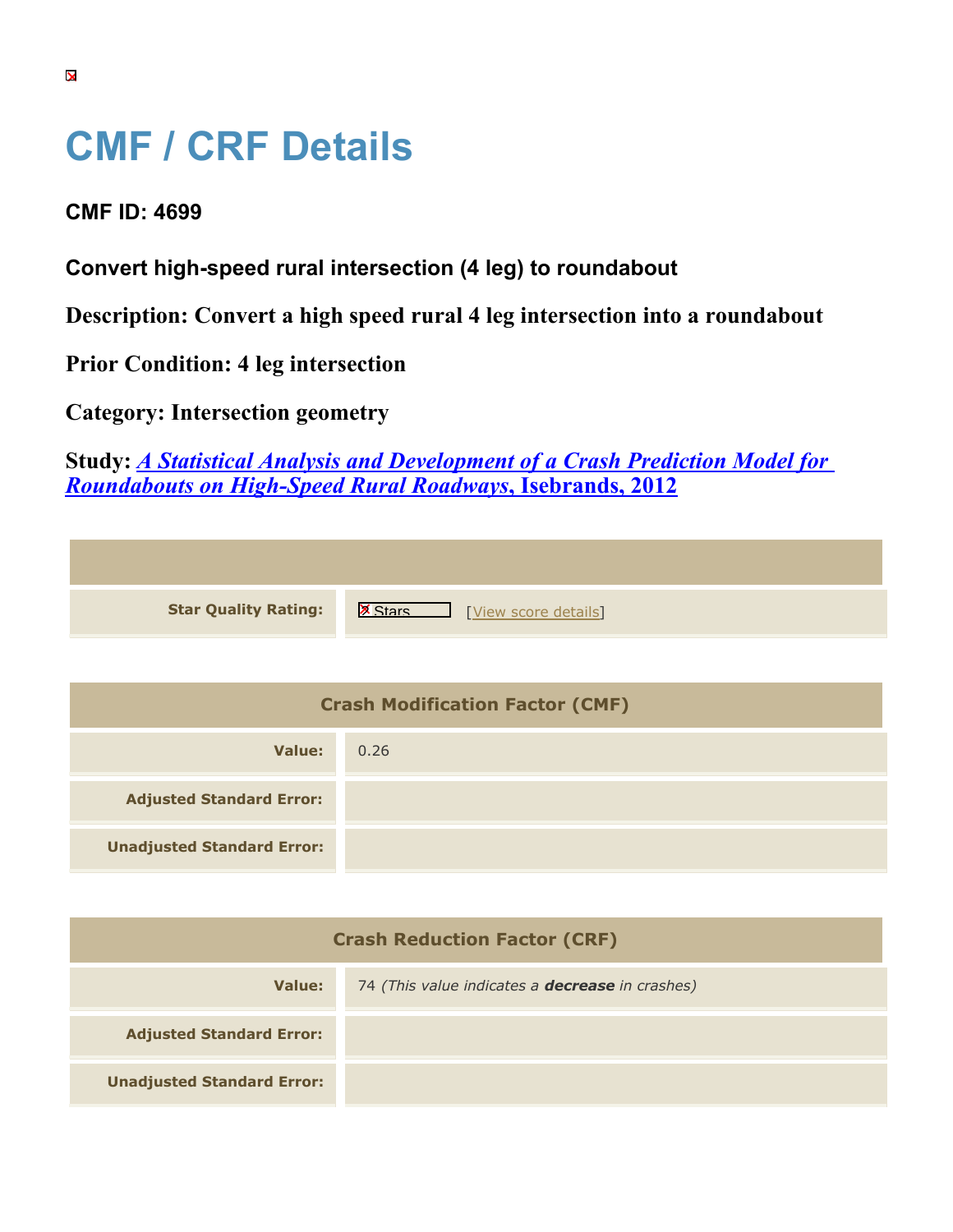# CMF / CRF Details

**CMF ID: 4699**

**Convert high-speed rural intersection (4 leg) to roundabout**

**Description: Convert a high speed rural 4 leg intersection into a roundabout**

**Prior Condition: 4 leg intersection**

**Category: Intersection geometry**

**Study: *A Statistical Analysis and Development of a Crash Prediction Model for Roundabouts on High-Speed Rural Roadways*, Isebrands, 2012**

| | |
|---|---|
| **Star Quality Rating:** | Stars [View score details] |

| Crash Modification Factor (CMF) | |
|---|---|
| **Value:** | 0.26 |
| **Adjusted Standard Error:** | |
| **Unadjusted Standard Error:** | |

| Crash Reduction Factor (CRF) | |
|---|---|
| **Value:** | 74 *(This value indicates a **decrease** in crashes)* |
| **Adjusted Standard Error:** | |
| **Unadjusted Standard Error:** | |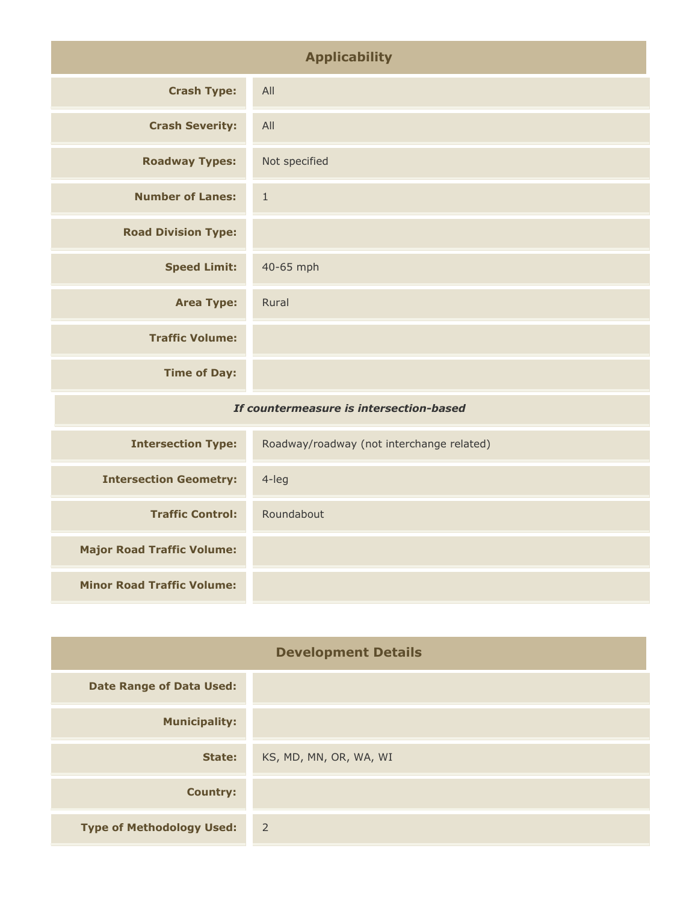## Applicability

| | |
|---|---|
| **Crash Type:** | All |
| **Crash Severity:** | All |
| **Roadway Types:** | Not specified |
| **Number of Lanes:** | 1 |
| **Road Division Type:** | |
| **Speed Limit:** | 40-65 mph |
| **Area Type:** | Rural |
| **Traffic Volume:** | |
| **Time of Day:** | |

***If countermeasure is intersection-based***

| | |
|---|---|
| **Intersection Type:** | Roadway/roadway (not interchange related) |
| **Intersection Geometry:** | 4-leg |
| **Traffic Control:** | Roundabout |
| **Major Road Traffic Volume:** | |
| **Minor Road Traffic Volume:** | |

## Development Details

| | |
|---|---|
| **Date Range of Data Used:** | |
| **Municipality:** | |
| **State:** | KS, MD, MN, OR, WA, WI |
| **Country:** | |
| **Type of Methodology Used:** | 2 |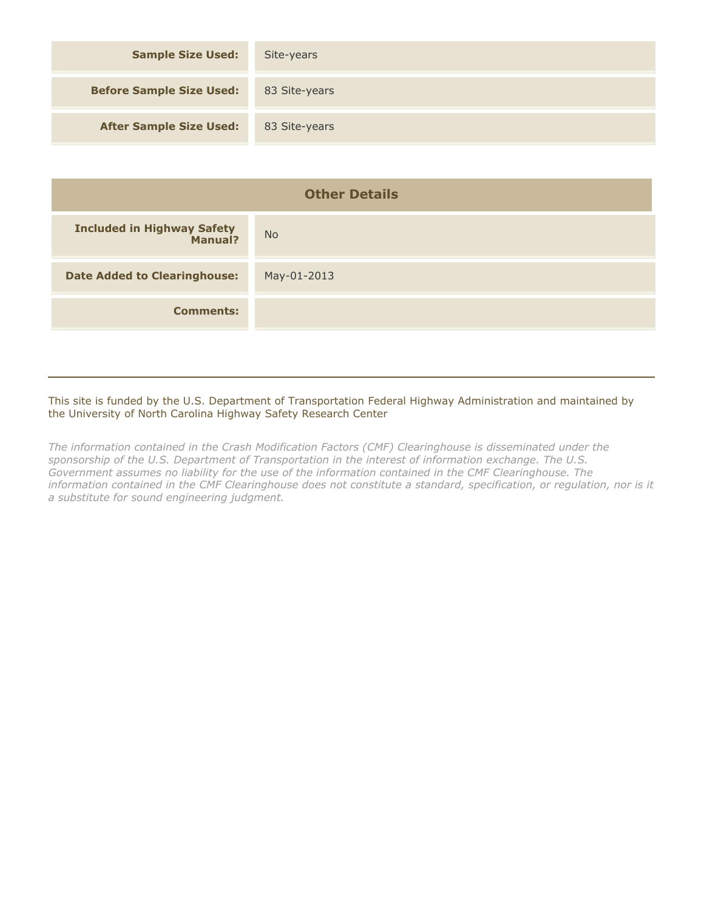| | |
|---|---|
| **Sample Size Used:** | Site-years |
| **Before Sample Size Used:** | 83 Site-years |
| **After Sample Size Used:** | 83 Site-years |

## Other Details

| | |
|---|---|
| **Included in Highway Safety Manual?** | No |
| **Date Added to Clearinghouse:** | May-01-2013 |
| **Comments:** | |

---

This site is funded by the U.S. Department of Transportation Federal Highway Administration and maintained by the University of North Carolina Highway Safety Research Center

*The information contained in the Crash Modification Factors (CMF) Clearinghouse is disseminated under the sponsorship of the U.S. Department of Transportation in the interest of information exchange. The U.S. Government assumes no liability for the use of the information contained in the CMF Clearinghouse. The information contained in the CMF Clearinghouse does not constitute a standard, specification, or regulation, nor is it a substitute for sound engineering judgment.*